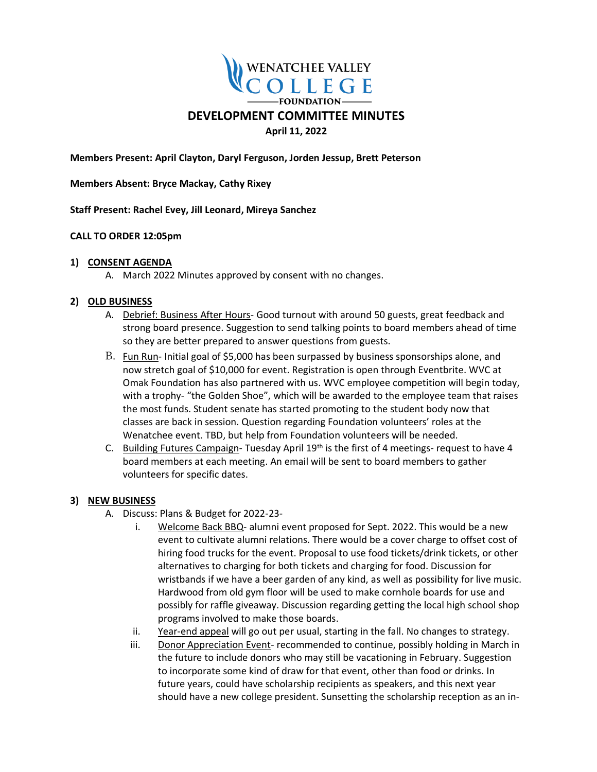WENATCHEE VALLEY COLLEGE FOUNDATION

# DEVELOPMENT COMMITTEE MINUTES

**April 11, 2022**

**Members Present: April Clayton, Daryl Ferguson, Jorden Jessup, Brett Peterson**

**Members Absent: Bryce Mackay, Cathy Rixey**

**Staff Present: Rachel Evey, Jill Leonard, Mireya Sanchez**

**CALL TO ORDER 12:05pm**

## 1) CONSENT AGENDA

A. March 2022 Minutes approved by consent with no changes.

## 2) OLD BUSINESS

A. Debrief: Business After Hours- Good turnout with around 50 guests, great feedback and strong board presence. Suggestion to send talking points to board members ahead of time so they are better prepared to answer questions from guests.

B. Fun Run- Initial goal of $5,000 has been surpassed by business sponsorships alone, and now stretch goal of $10,000 for event. Registration is open through Eventbrite. WVC at Omak Foundation has also partnered with us. WVC employee competition will begin today, with a trophy- "the Golden Shoe", which will be awarded to the employee team that raises the most funds. Student senate has started promoting to the student body now that classes are back in session. Question regarding Foundation volunteers' roles at the Wenatchee event. TBD, but help from Foundation volunteers will be needed.

C. Building Futures Campaign- Tuesday April 19th is the first of 4 meetings- request to have 4 board members at each meeting. An email will be sent to board members to gather volunteers for specific dates.

## 3) NEW BUSINESS

A. Discuss: Plans & Budget for 2022-23-

i. Welcome Back BBQ- alumni event proposed for Sept. 2022. This would be a new event to cultivate alumni relations. There would be a cover charge to offset cost of hiring food trucks for the event. Proposal to use food tickets/drink tickets, or other alternatives to charging for both tickets and charging for food. Discussion for wristbands if we have a beer garden of any kind, as well as possibility for live music. Hardwood from old gym floor will be used to make cornhole boards for use and possibly for raffle giveaway. Discussion regarding getting the local high school shop programs involved to make those boards.

ii. Year-end appeal will go out per usual, starting in the fall. No changes to strategy.

iii. Donor Appreciation Event- recommended to continue, possibly holding in March in the future to include donors who may still be vacationing in February. Suggestion to incorporate some kind of draw for that event, other than food or drinks. In future years, could have scholarship recipients as speakers, and this next year should have a new college president. Sunsetting the scholarship reception as an in-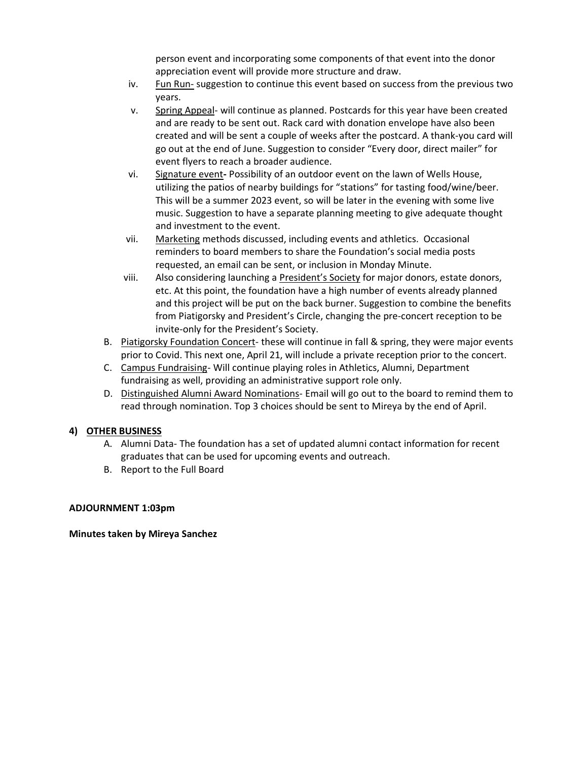person event and incorporating some components of that event into the donor appreciation event will provide more structure and draw.

iv. Fun Run- suggestion to continue this event based on success from the previous two years.

v. Spring Appeal- will continue as planned. Postcards for this year have been created and are ready to be sent out. Rack card with donation envelope have also been created and will be sent a couple of weeks after the postcard. A thank-you card will go out at the end of June. Suggestion to consider "Every door, direct mailer" for event flyers to reach a broader audience.

vi. Signature event**-** Possibility of an outdoor event on the lawn of Wells House, utilizing the patios of nearby buildings for "stations" for tasting food/wine/beer. This will be a summer 2023 event, so will be later in the evening with some live music. Suggestion to have a separate planning meeting to give adequate thought and investment to the event.

vii. Marketing methods discussed, including events and athletics. Occasional reminders to board members to share the Foundation's social media posts requested, an email can be sent, or inclusion in Monday Minute.

viii. Also considering launching a President's Society for major donors, estate donors, etc. At this point, the foundation have a high number of events already planned and this project will be put on the back burner. Suggestion to combine the benefits from Piatigorsky and President's Circle, changing the pre-concert reception to be invite-only for the President's Society.

B. Piatigorsky Foundation Concert- these will continue in fall & spring, they were major events prior to Covid. This next one, April 21, will include a private reception prior to the concert.

C. Campus Fundraising- Will continue playing roles in Athletics, Alumni, Department fundraising as well, providing an administrative support role only.

D. Distinguished Alumni Award Nominations- Email will go out to the board to remind them to read through nomination. Top 3 choices should be sent to Mireya by the end of April.

## 4) OTHER BUSINESS

A. Alumni Data- The foundation has a set of updated alumni contact information for recent graduates that can be used for upcoming events and outreach.

B. Report to the Full Board

**ADJOURNMENT 1:03pm**

**Minutes taken by Mireya Sanchez**